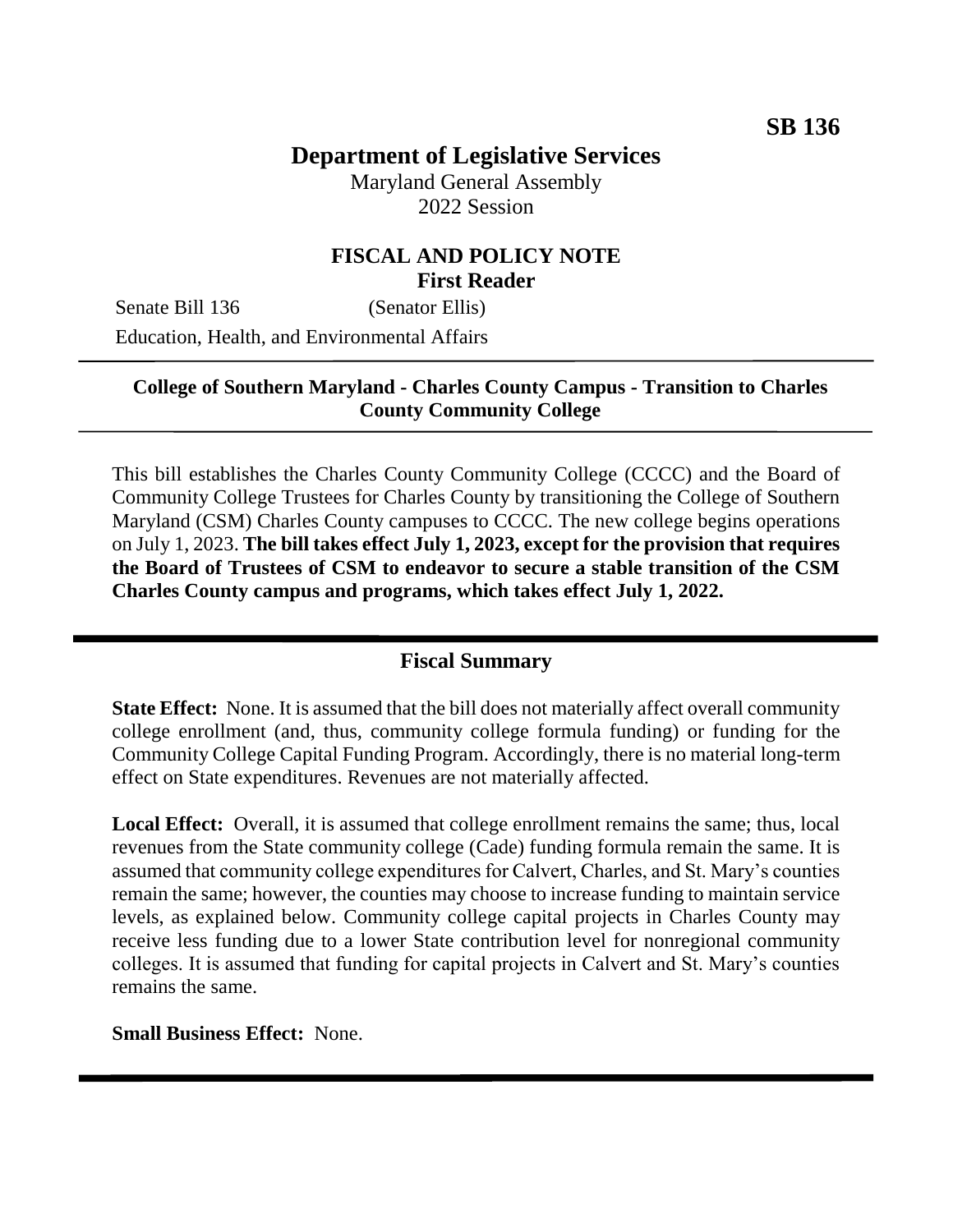**SB 136**

# Department of Legislative Services

Maryland General Assembly
2022 Session

## FISCAL AND POLICY NOTE
**First Reader**

Senate Bill 136 (Senator Ellis)
Education, Health, and Environmental Affairs

---

**College of Southern Maryland - Charles County Campus - Transition to Charles County Community College**

---

This bill establishes the Charles County Community College (CCCC) and the Board of Community College Trustees for Charles County by transitioning the College of Southern Maryland (CSM) Charles County campuses to CCCC. The new college begins operations on July 1, 2023. **The bill takes effect July 1, 2023, except for the provision that requires the Board of Trustees of CSM to endeavor to secure a stable transition of the CSM Charles County campus and programs, which takes effect July 1, 2022.**

---

## Fiscal Summary

**State Effect:** None. It is assumed that the bill does not materially affect overall community college enrollment (and, thus, community college formula funding) or funding for the Community College Capital Funding Program. Accordingly, there is no material long-term effect on State expenditures. Revenues are not materially affected.

**Local Effect:** Overall, it is assumed that college enrollment remains the same; thus, local revenues from the State community college (Cade) funding formula remain the same. It is assumed that community college expenditures for Calvert, Charles, and St. Mary's counties remain the same; however, the counties may choose to increase funding to maintain service levels, as explained below. Community college capital projects in Charles County may receive less funding due to a lower State contribution level for nonregional community colleges. It is assumed that funding for capital projects in Calvert and St. Mary's counties remains the same.

**Small Business Effect:** None.

---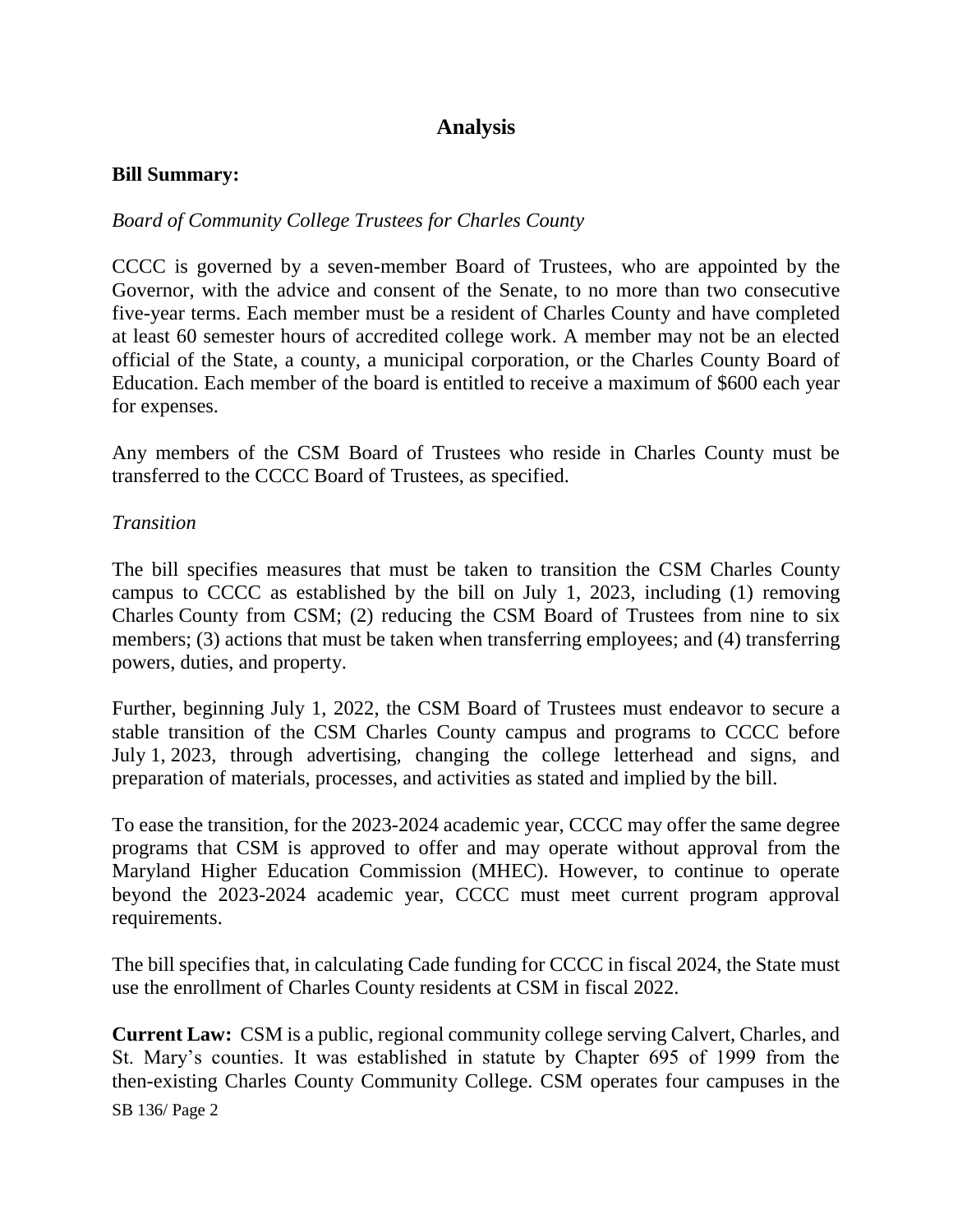## Analysis

**Bill Summary:**

*Board of Community College Trustees for Charles County*

CCCC is governed by a seven-member Board of Trustees, who are appointed by the Governor, with the advice and consent of the Senate, to no more than two consecutive five-year terms. Each member must be a resident of Charles County and have completed at least 60 semester hours of accredited college work. A member may not be an elected official of the State, a county, a municipal corporation, or the Charles County Board of Education. Each member of the board is entitled to receive a maximum of $600 each year for expenses.

Any members of the CSM Board of Trustees who reside in Charles County must be transferred to the CCCC Board of Trustees, as specified.

*Transition*

The bill specifies measures that must be taken to transition the CSM Charles County campus to CCCC as established by the bill on July 1, 2023, including (1) removing Charles County from CSM; (2) reducing the CSM Board of Trustees from nine to six members; (3) actions that must be taken when transferring employees; and (4) transferring powers, duties, and property.

Further, beginning July 1, 2022, the CSM Board of Trustees must endeavor to secure a stable transition of the CSM Charles County campus and programs to CCCC before July 1, 2023, through advertising, changing the college letterhead and signs, and preparation of materials, processes, and activities as stated and implied by the bill.

To ease the transition, for the 2023-2024 academic year, CCCC may offer the same degree programs that CSM is approved to offer and may operate without approval from the Maryland Higher Education Commission (MHEC). However, to continue to operate beyond the 2023-2024 academic year, CCCC must meet current program approval requirements.

The bill specifies that, in calculating Cade funding for CCCC in fiscal 2024, the State must use the enrollment of Charles County residents at CSM in fiscal 2022.

**Current Law:** CSM is a public, regional community college serving Calvert, Charles, and St. Mary's counties. It was established in statute by Chapter 695 of 1999 from the then-existing Charles County Community College. CSM operates four campuses in the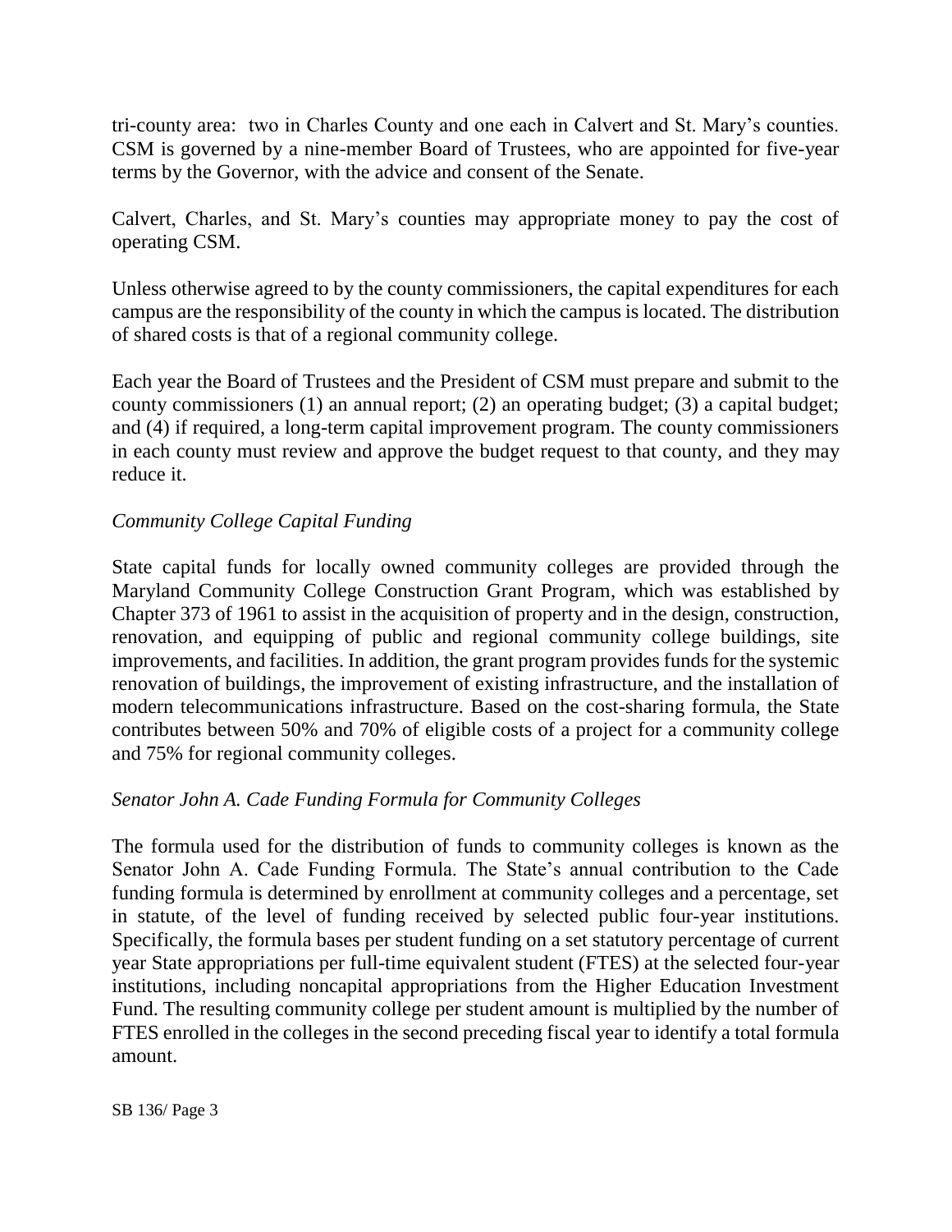tri-county area: two in Charles County and one each in Calvert and St. Mary's counties. CSM is governed by a nine-member Board of Trustees, who are appointed for five-year terms by the Governor, with the advice and consent of the Senate.

Calvert, Charles, and St. Mary's counties may appropriate money to pay the cost of operating CSM.

Unless otherwise agreed to by the county commissioners, the capital expenditures for each campus are the responsibility of the county in which the campus is located. The distribution of shared costs is that of a regional community college.

Each year the Board of Trustees and the President of CSM must prepare and submit to the county commissioners (1) an annual report; (2) an operating budget; (3) a capital budget; and (4) if required, a long-term capital improvement program. The county commissioners in each county must review and approve the budget request to that county, and they may reduce it.

*Community College Capital Funding*

State capital funds for locally owned community colleges are provided through the Maryland Community College Construction Grant Program, which was established by Chapter 373 of 1961 to assist in the acquisition of property and in the design, construction, renovation, and equipping of public and regional community college buildings, site improvements, and facilities. In addition, the grant program provides funds for the systemic renovation of buildings, the improvement of existing infrastructure, and the installation of modern telecommunications infrastructure. Based on the cost-sharing formula, the State contributes between 50% and 70% of eligible costs of a project for a community college and 75% for regional community colleges.

*Senator John A. Cade Funding Formula for Community Colleges*

The formula used for the distribution of funds to community colleges is known as the Senator John A. Cade Funding Formula. The State's annual contribution to the Cade funding formula is determined by enrollment at community colleges and a percentage, set in statute, of the level of funding received by selected public four-year institutions. Specifically, the formula bases per student funding on a set statutory percentage of current year State appropriations per full-time equivalent student (FTES) at the selected four-year institutions, including noncapital appropriations from the Higher Education Investment Fund. The resulting community college per student amount is multiplied by the number of FTES enrolled in the colleges in the second preceding fiscal year to identify a total formula amount.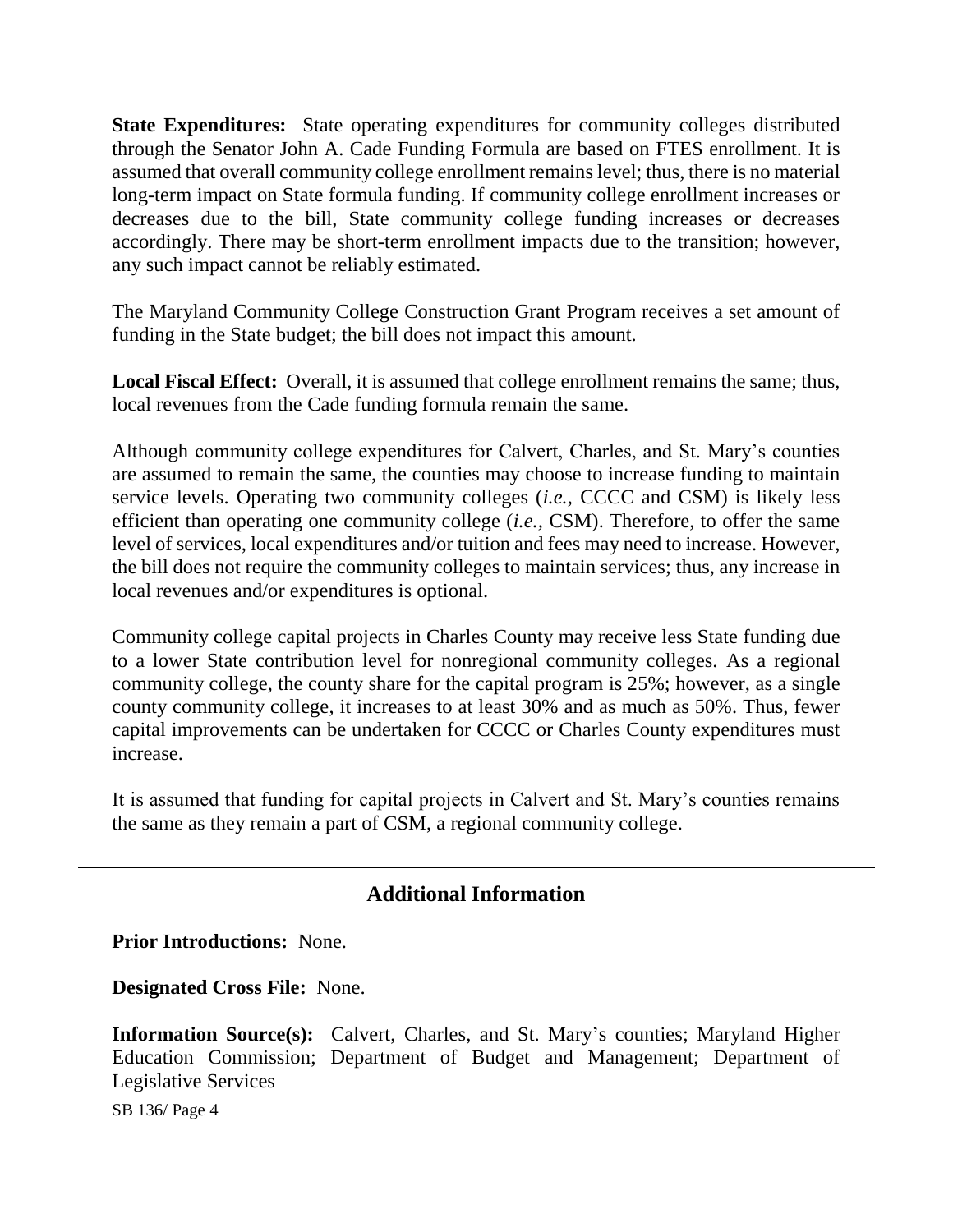**State Expenditures:** State operating expenditures for community colleges distributed through the Senator John A. Cade Funding Formula are based on FTES enrollment. It is assumed that overall community college enrollment remains level; thus, there is no material long-term impact on State formula funding. If community college enrollment increases or decreases due to the bill, State community college funding increases or decreases accordingly. There may be short-term enrollment impacts due to the transition; however, any such impact cannot be reliably estimated.

The Maryland Community College Construction Grant Program receives a set amount of funding in the State budget; the bill does not impact this amount.

**Local Fiscal Effect:** Overall, it is assumed that college enrollment remains the same; thus, local revenues from the Cade funding formula remain the same.

Although community college expenditures for Calvert, Charles, and St. Mary's counties are assumed to remain the same, the counties may choose to increase funding to maintain service levels. Operating two community colleges (*i.e.,* CCCC and CSM) is likely less efficient than operating one community college (*i.e.,* CSM). Therefore, to offer the same level of services, local expenditures and/or tuition and fees may need to increase. However, the bill does not require the community colleges to maintain services; thus, any increase in local revenues and/or expenditures is optional.

Community college capital projects in Charles County may receive less State funding due to a lower State contribution level for nonregional community colleges. As a regional community college, the county share for the capital program is 25%; however, as a single county community college, it increases to at least 30% and as much as 50%. Thus, fewer capital improvements can be undertaken for CCCC or Charles County expenditures must increase.

It is assumed that funding for capital projects in Calvert and St. Mary's counties remains the same as they remain a part of CSM, a regional community college.

---

## Additional Information

**Prior Introductions:** None.

**Designated Cross File:** None.

**Information Source(s):** Calvert, Charles, and St. Mary's counties; Maryland Higher Education Commission; Department of Budget and Management; Department of Legislative Services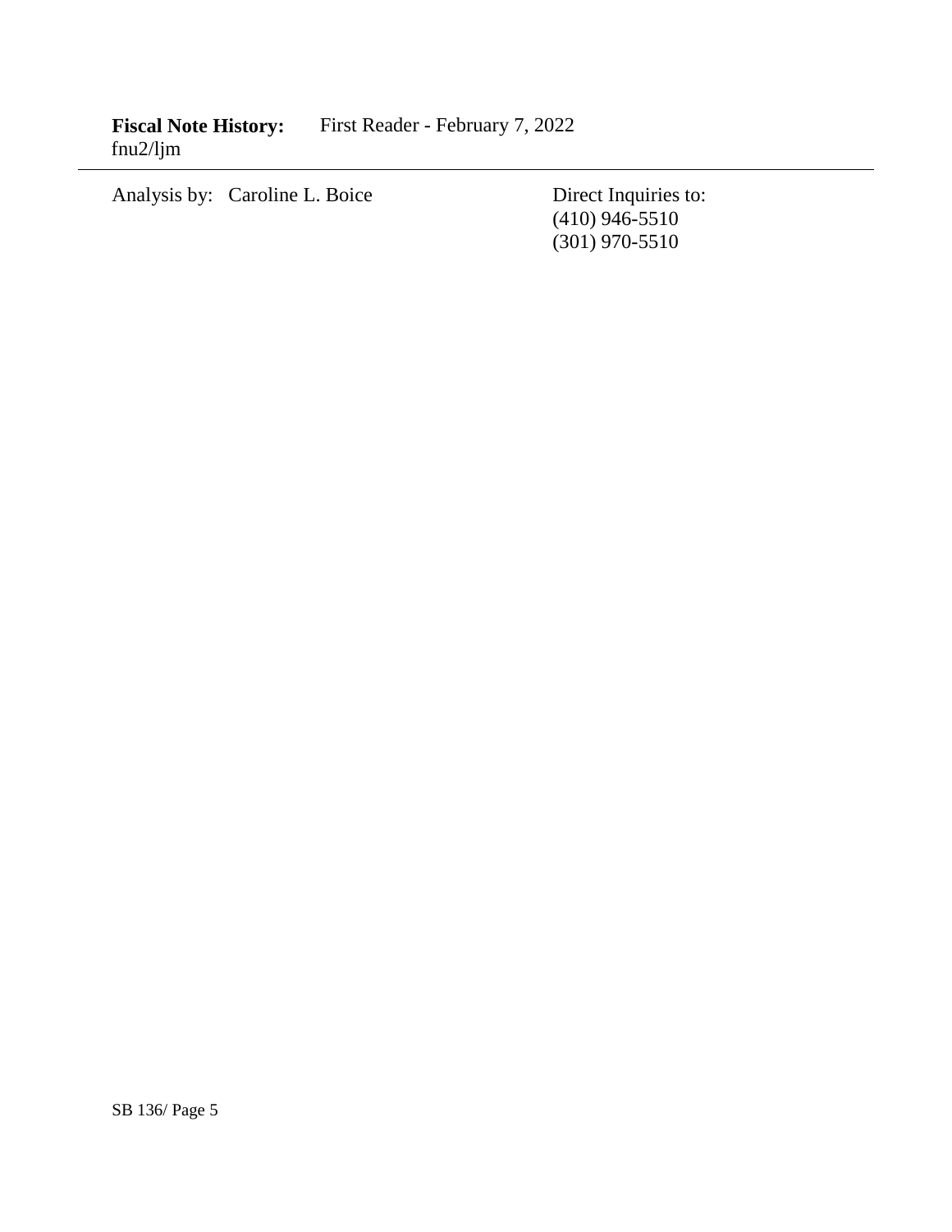**Fiscal Note History:** First Reader - February 7, 2022
fnu2/ljm

---

Analysis by: Caroline L. Boice

Direct Inquiries to:
(410) 946-5510
(301) 970-5510